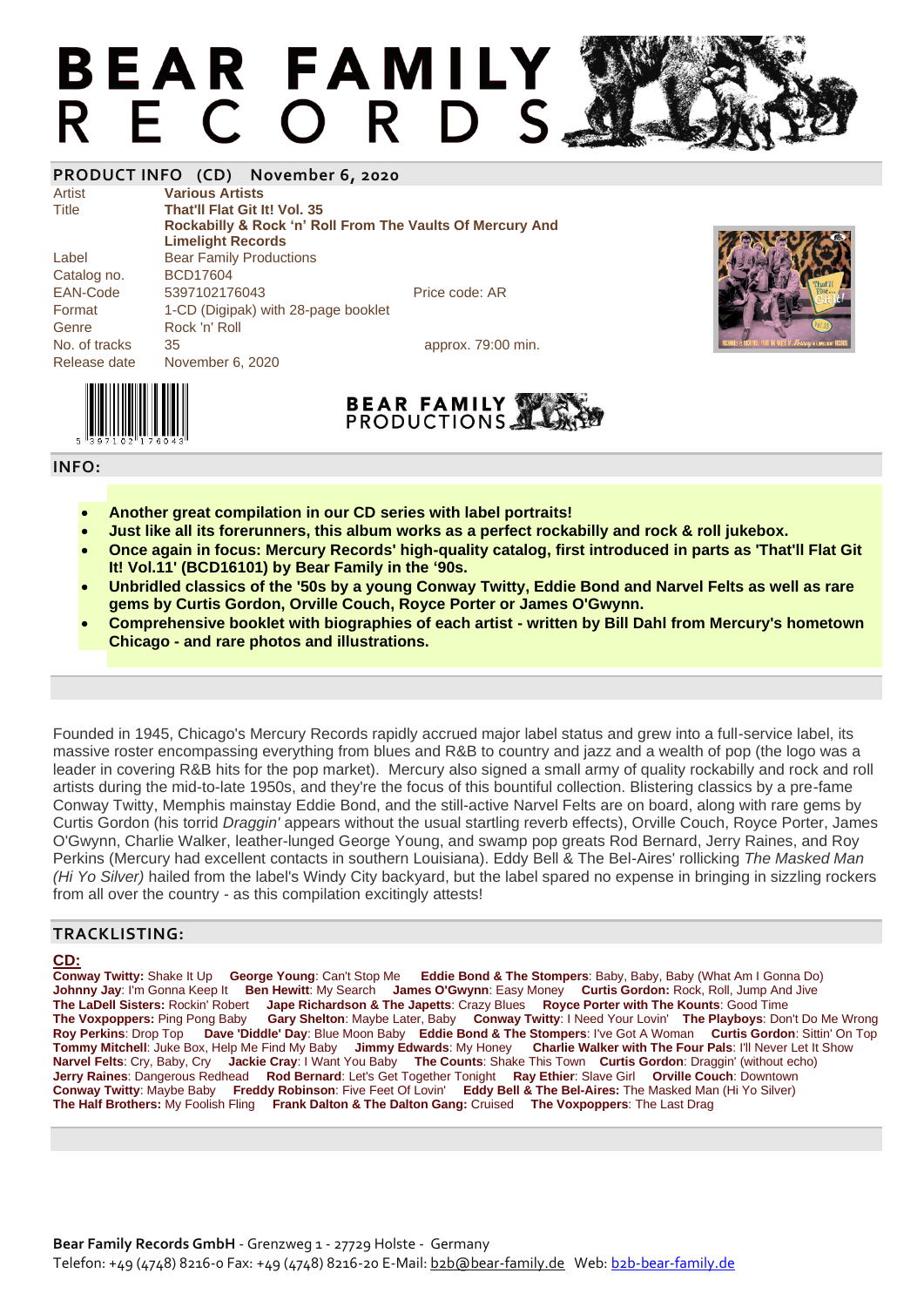# BEAR FAMILY RECORDS

## PRODUCT INFO (CD) November 6, 2020

| | | |
|---|---|---|
| Artist | **Various Artists** | |
| Title | **That'll Flat Git It! Vol. 35** **Rockabilly & Rock 'n' Roll From The Vaults Of Mercury And Limelight Records** | |
| Label | Bear Family Productions | |
| Catalog no. | BCD17604 | |
| EAN-Code | 5397102176043 | Price code: AR |
| Format | 1-CD (Digipak) with 28-page booklet | |
| Genre | Rock 'n' Roll | |
| No. of tracks | 35 | approx. 79:00 min. |
| Release date | November 6, 2020 | |

BEAR FAMILY PRODUCTIONS

## INFO:

- **Another great compilation in our CD series with label portraits!**
- **Just like all its forerunners, this album works as a perfect rockabilly and rock & roll jukebox.**
- **Once again in focus: Mercury Records' high-quality catalog, first introduced in parts as 'That'll Flat Git It! Vol.11' (BCD16101) by Bear Family in the '90s.**
- **Unbridled classics of the '50s by a young Conway Twitty, Eddie Bond and Narvel Felts as well as rare gems by Curtis Gordon, Orville Couch, Royce Porter or James O'Gwynn.**
- **Comprehensive booklet with biographies of each artist - written by Bill Dahl from Mercury's hometown Chicago - and rare photos and illustrations.**

Founded in 1945, Chicago's Mercury Records rapidly accrued major label status and grew into a full-service label, its massive roster encompassing everything from blues and R&B to country and jazz and a wealth of pop (the logo was a leader in covering R&B hits for the pop market). Mercury also signed a small army of quality rockabilly and rock and roll artists during the mid-to-late 1950s, and they're the focus of this bountiful collection. Blistering classics by a pre-fame Conway Twitty, Memphis mainstay Eddie Bond, and the still-active Narvel Felts are on board, along with rare gems by Curtis Gordon (his torrid *Draggin'* appears without the usual startling reverb effects), Orville Couch, Royce Porter, James O'Gwynn, Charlie Walker, leather-lunged George Young, and swamp pop greats Rod Bernard, Jerry Raines, and Roy Perkins (Mercury had excellent contacts in southern Louisiana). Eddy Bell & The Bel-Aires' rollicking *The Masked Man (Hi Yo Silver)* hailed from the label's Windy City backyard, but the label spared no expense in bringing in sizzling rockers from all over the country - as this compilation excitingly attests!

## TRACKLISTING:

**CD:**

**Conway Twitty:** Shake It Up **George Young**: Can't Stop Me **Eddie Bond & The Stompers**: Baby, Baby, Baby (What Am I Gonna Do) **Johnny Jay**: I'm Gonna Keep It **Ben Hewitt**: My Search **James O'Gwynn**: Easy Money **Curtis Gordon:** Rock, Roll, Jump And Jive **The LaDell Sisters:** Rockin' Robert **Jape Richardson & The Japetts**: Crazy Blues **Royce Porter with The Kounts**: Good Time **The Voxpoppers:** Ping Pong Baby **Gary Shelton**: Maybe Later, Baby **Conway Twitty**: I Need Your Lovin' **The Playboys**: Don't Do Me Wrong **Roy Perkins**: Drop Top **Dave 'Diddle' Day**: Blue Moon Baby **Eddie Bond & The Stompers**: I've Got A Woman **Curtis Gordon**: Sittin' On Top **Tommy Mitchell**: Juke Box, Help Me Find My Baby **Jimmy Edwards**: My Honey **Charlie Walker with The Four Pals**: I'll Never Let It Show **Narvel Felts**: Cry, Baby, Cry **Jackie Cray**: I Want You Baby **The Counts**: Shake This Town **Curtis Gordon**: Draggin' (without echo) **Jerry Raines**: Dangerous Redhead **Rod Bernard**: Let's Get Together Tonight **Ray Ethier**: Slave Girl **Orville Couch**: Downtown **Conway Twitty**: Maybe Baby **Freddy Robinson**: Five Feet Of Lovin' **Eddy Bell & The Bel-Aires:** The Masked Man (Hi Yo Silver) **The Half Brothers:** My Foolish Fling **Frank Dalton & The Dalton Gang:** Cruised **The Voxpoppers**: The Last Drag

**Bear Family Records GmbH** - Grenzweg 1 - 27729 Holste - Germany
Telefon: +49 (4748) 8216-0 Fax: +49 (4748) 8216-20 E-Mail: b2b@bear-family.de Web: b2b-bear-family.de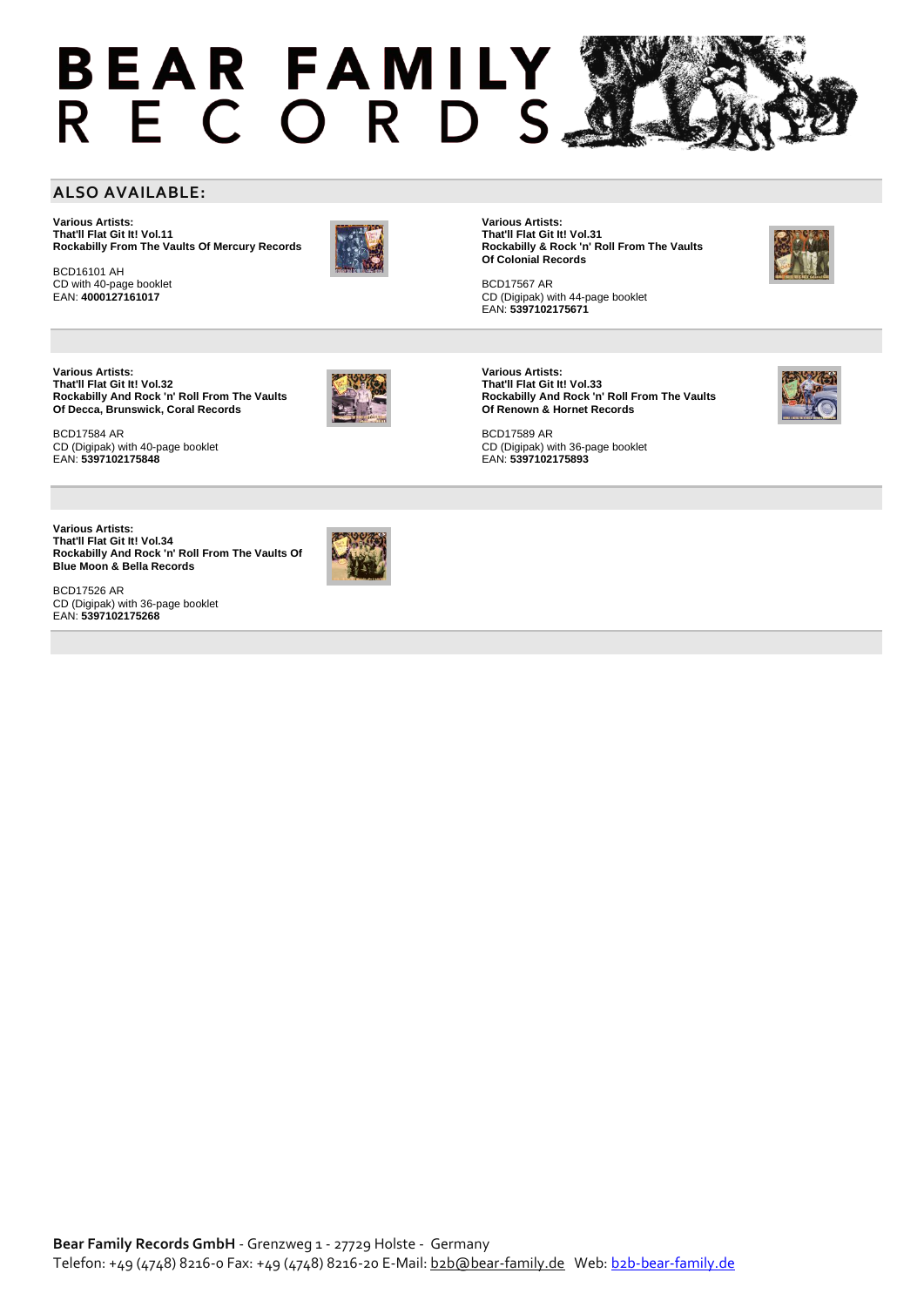# BEAR FAMILY RECORDS

## ALSO AVAILABLE:

**Various Artists:**
**That'll Flat Git It! Vol.11**
**Rockabilly From The Vaults Of Mercury Records**

BCD16101 AH
CD with 40-page booklet
EAN: **4000127161017**

**Various Artists:**
**That'll Flat Git It! Vol.31**
**Rockabilly & Rock 'n' Roll From The Vaults Of Colonial Records**

BCD17567 AR
CD (Digipak) with 44-page booklet
EAN: **5397102175671**

**Various Artists:**
**That'll Flat Git It! Vol.32**
**Rockabilly And Rock 'n' Roll From The Vaults Of Decca, Brunswick, Coral Records**

BCD17584 AR
CD (Digipak) with 40-page booklet
EAN: **5397102175848**

**Various Artists:**
**That'll Flat Git It! Vol.33**
**Rockabilly And Rock 'n' Roll From The Vaults Of Renown & Hornet Records**

BCD17589 AR
CD (Digipak) with 36-page booklet
EAN: **5397102175893**

**Various Artists:**
**That'll Flat Git It! Vol.34**
**Rockabilly And Rock 'n' Roll From The Vaults Of Blue Moon & Bella Records**

BCD17526 AR
CD (Digipak) with 36-page booklet
EAN: **5397102175268**

**Bear Family Records GmbH** - Grenzweg 1 - 27729 Holste - Germany
Telefon: +49 (4748) 8216-0 Fax: +49 (4748) 8216-20 E-Mail: b2b@bear-family.de Web: b2b-bear-family.de